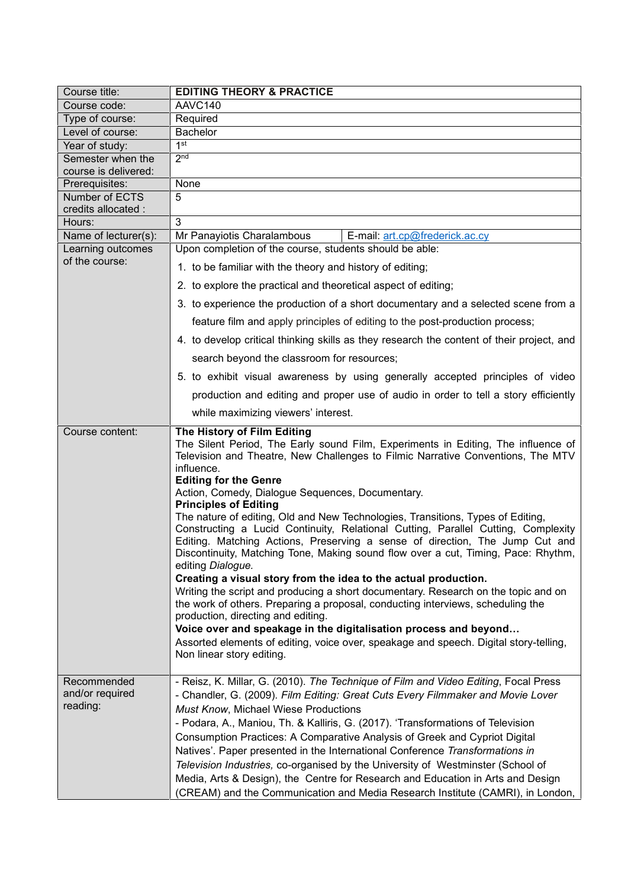| Course title: | **EDITING THEORY & PRACTICE** |
|---|---|
| Course code: | AAVC140 |
| Type of course: | Required |
| Level of course: | Bachelor |
| Year of study: | 1st |
| Semester when the course is delivered: | 2nd |
| Prerequisites: | None |
| Number of ECTS credits allocated : | 5 |
| Hours: | 3 |
| Name of lecturer(s): | Mr Panayiotis Charalambous — E-mail: art.cp@frederick.ac.cy |
| Learning outcomes of the course: | Upon completion of the course, students should be able:<br>1. to be familiar with the theory and history of editing;<br>2. to explore the practical and theoretical aspect of editing;<br>3. to experience the production of a short documentary and a selected scene from a feature film and apply principles of editing to the post-production process;<br>4. to develop critical thinking skills as they research the content of their project, and search beyond the classroom for resources;<br>5. to exhibit visual awareness by using generally accepted principles of video production and editing and proper use of audio in order to tell a story efficiently while maximizing viewers' interest. |
| Course content: | **The History of Film Editing**<br>The Silent Period, The Early sound Film, Experiments in Editing, The influence of Television and Theatre, New Challenges to Filmic Narrative Conventions, The MTV influence.<br>**Editing for the Genre**<br>Action, Comedy, Dialogue Sequences, Documentary.<br>**Principles of Editing**<br>The nature of editing, Old and New Technologies, Transitions, Types of Editing, Constructing a Lucid Continuity, Relational Cutting, Parallel Cutting, Complexity Editing. Matching Actions, Preserving a sense of direction, The Jump Cut and Discontinuity, Matching Tone, Making sound flow over a cut, Timing, Pace: Rhythm, editing *Dialogue.*<br>**Creating a visual story from the idea to the actual production.**<br>Writing the script and producing a short documentary. Research on the topic and on the work of others. Preparing a proposal, conducting interviews, scheduling the production, directing and editing.<br>**Voice over and speakage in the digitalisation process and beyond…**<br>Assorted elements of editing, voice over, speakage and speech. Digital story-telling, Non linear story editing. |
| Recommended and/or required reading: | - Reisz, K. Millar, G. (2010). *The Technique of Film and Video Editing*, Focal Press<br>- Chandler, G. (2009). *Film Editing: Great Cuts Every Filmmaker and Movie Lover Must Know*, Michael Wiese Productions<br>- Podara, A., Maniou, Th. & Kalliris, G. (2017). 'Transformations of Television Consumption Practices: A Comparative Analysis of Greek and Cypriot Digital Natives'. Paper presented in the International Conference *Transformations in Television Industries,* co-organised by the University of Westminster (School of Media, Arts & Design), the Centre for Research and Education in Arts and Design (CREAM) and the Communication and Media Research Institute (CAMRI), in London, |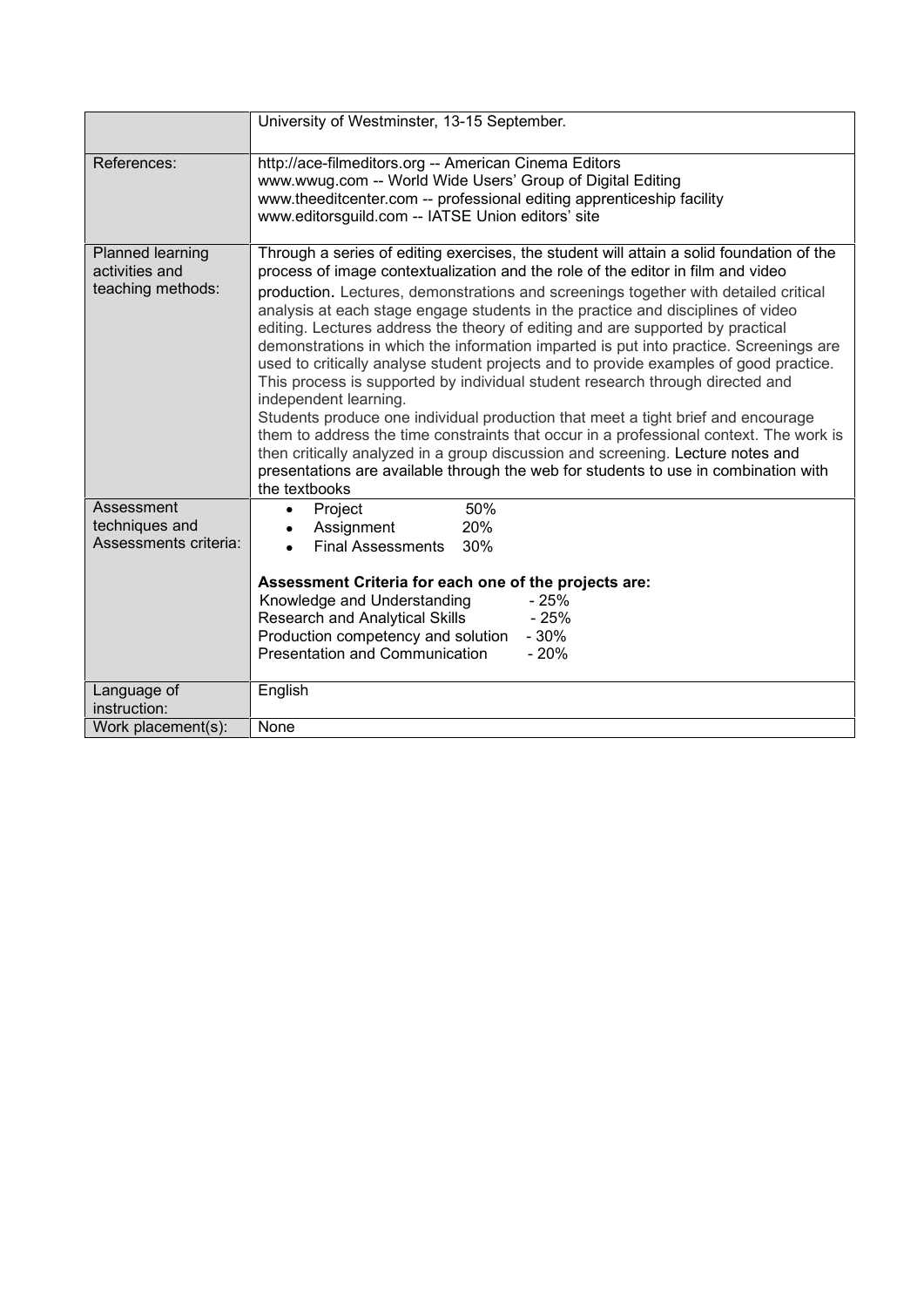| | |
|---|---|
| | University of Westminster, 13-15 September. |
| References: | http://ace-filmeditors.org -- American Cinema Editors<br>www.wwug.com -- World Wide Users' Group of Digital Editing<br>www.theeditcenter.com -- professional editing apprenticeship facility<br>www.editorsguild.com -- IATSE Union editors' site |
| Planned learning activities and teaching methods: | Through a series of editing exercises, the student will attain a solid foundation of the process of image contextualization and the role of the editor in film and video production. Lectures, demonstrations and screenings together with detailed critical analysis at each stage engage students in the practice and disciplines of video editing. Lectures address the theory of editing and are supported by practical demonstrations in which the information imparted is put into practice. Screenings are used to critically analyse student projects and to provide examples of good practice. This process is supported by individual student research through directed and independent learning.<br>Students produce one individual production that meet a tight brief and encourage them to address the time constraints that occur in a professional context. The work is then critically analyzed in a group discussion and screening. Lecture notes and presentations are available through the web for students to use in combination with the textbooks |
| Assessment techniques and Assessments criteria: | • Project 50%<br>• Assignment 20%<br>• Final Assessments 30%<br><br>**Assessment Criteria for each one of the projects are:**<br>Knowledge and Understanding - 25%<br>Research and Analytical Skills - 25%<br>Production competency and solution - 30%<br>Presentation and Communication - 20% |
| Language of instruction: | English |
| Work placement(s): | None |